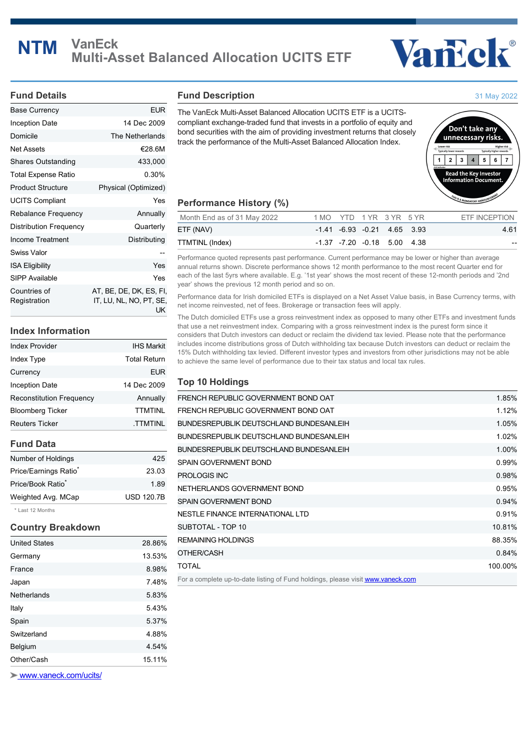# NTM VanEck Multi-Asset Balanced Allocation UCITS ETF

## Fund Details

| | |
|---|---|
| Base Currency | EUR |
| Inception Date | 14 Dec 2009 |
| Domicile | The Netherlands |
| Net Assets | €28.6M |
| Shares Outstanding | 433,000 |
| Total Expense Ratio | 0.30% |
| Product Structure | Physical (Optimized) |
| UCITS Compliant | Yes |
| Rebalance Frequency | Annually |
| Distribution Frequency | Quarterly |
| Income Treatment | Distributing |
| Swiss Valor | -- |
| ISA Eligibility | Yes |
| SIPP Available | Yes |
| Countries of Registration | AT, BE, DE, DK, ES, FI, IT, LU, NL, NO, PT, SE, UK |

## Index Information

| | |
|---|---|
| Index Provider | IHS Markit |
| Index Type | Total Return |
| Currency | EUR |
| Inception Date | 14 Dec 2009 |
| Reconstitution Frequency | Annually |
| Bloomberg Ticker | TTMTINL |
| Reuters Ticker | .TTMTINL |

## Fund Data

| | |
|---|---|
| Number of Holdings | 425 |
| Price/Earnings Ratio* | 23.03 |
| Price/Book Ratio* | 1.89 |
| Weighted Avg. MCap | USD 120.7B |

* Last 12 Months

## Country Breakdown

| | |
|---|---|
| United States | 28.86% |
| Germany | 13.53% |
| France | 8.98% |
| Japan | 7.48% |
| Netherlands | 5.83% |
| Italy | 5.43% |
| Spain | 5.37% |
| Switzerland | 4.88% |
| Belgium | 4.54% |
| Other/Cash | 15.11% |

www.vaneck.com/ucits/

## Fund Description

31 May 2022

The VanEck Multi-Asset Balanced Allocation UCITS ETF is a UCITS-compliant exchange-traded fund that invests in a portfolio of equity and bond securities with the aim of providing investment returns that closely track the performance of the Multi-Asset Balanced Allocation Index.

Don't take any unnecessary risks. Lower risk Typically lower rewards — Higher risk Typically higher rewards: 1 2 3 **4** 5 6 7. Read the Key Investor Information Document. This is a mandatory announcement.

## Performance History (%)

| Month End as of 31 May 2022 | 1 MO | YTD | 1 YR | 3 YR | 5 YR | ETF INCEPTION |
|---|---|---|---|---|---|---|
| ETF (NAV) | -1.41 | -6.93 | -0.21 | 4.65 | 3.93 | 4.61 |
| TTMTINL (Index) | -1.37 | -7.20 | -0.18 | 5.00 | 4.38 | -- |

Performance quoted represents past performance. Current performance may be lower or higher than average annual returns shown. Discrete performance shows 12 month performance to the most recent Quarter end for each of the last 5yrs where available. E.g. '1st year' shows the most recent of these 12-month periods and '2nd year' shows the previous 12 month period and so on.

Performance data for Irish domiciled ETFs is displayed on a Net Asset Value basis, in Base Currency terms, with net income reinvested, net of fees. Brokerage or transaction fees will apply.

The Dutch domiciled ETFs use a gross reinvestment index as opposed to many other ETFs and investment funds that use a net reinvestment index. Comparing with a gross reinvestment index is the purest form since it considers that Dutch investors can deduct or reclaim the dividend tax levied. Please note that the performance includes income distributions gross of Dutch withholding tax because Dutch investors can deduct or reclaim the 15% Dutch withholding tax levied. Different investor types and investors from other jurisdictions may not be able to achieve the same level of performance due to their tax status and local tax rules.

## Top 10 Holdings

| | |
|---|---|
| FRENCH REPUBLIC GOVERNMENT BOND OAT | 1.85% |
| FRENCH REPUBLIC GOVERNMENT BOND OAT | 1.12% |
| BUNDESREPUBLIK DEUTSCHLAND BUNDESANLEIH | 1.05% |
| BUNDESREPUBLIK DEUTSCHLAND BUNDESANLEIH | 1.02% |
| BUNDESREPUBLIK DEUTSCHLAND BUNDESANLEIH | 1.00% |
| SPAIN GOVERNMENT BOND | 0.99% |
| PROLOGIS INC | 0.98% |
| NETHERLANDS GOVERNMENT BOND | 0.95% |
| SPAIN GOVERNMENT BOND | 0.94% |
| NESTLE FINANCE INTERNATIONAL LTD | 0.91% |
| SUBTOTAL - TOP 10 | 10.81% |
| REMAINING HOLDINGS | 88.35% |
| OTHER/CASH | 0.84% |
| TOTAL | 100.00% |

For a complete up-to-date listing of Fund holdings, please visit www.vaneck.com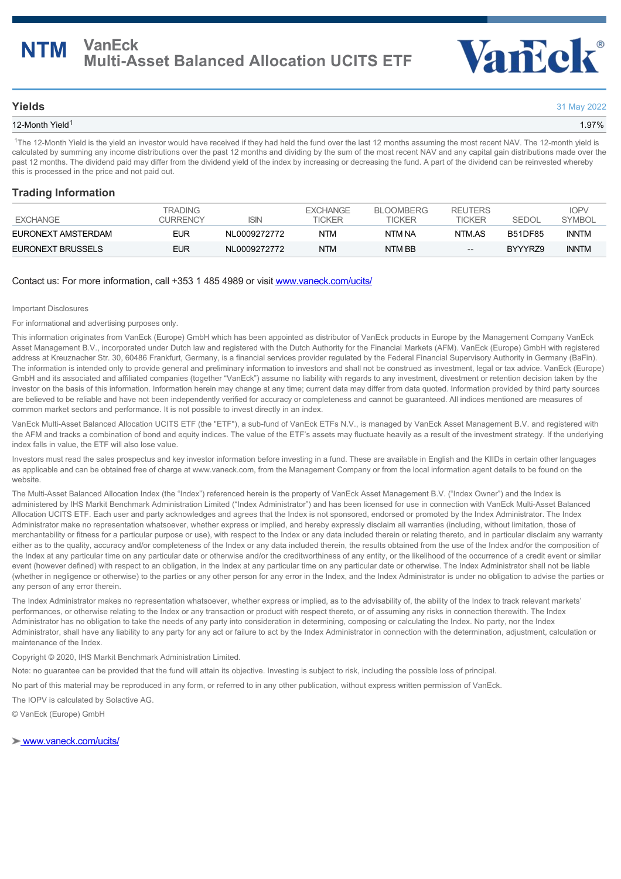# NTM VanEck Multi-Asset Balanced Allocation UCITS ETF

## Yields

31 May 2022

| | |
|---|---|
| 12-Month Yield[1] | 1.97% |

[1]The 12-Month Yield is the yield an investor would have received if they had held the fund over the last 12 months assuming the most recent NAV. The 12-month yield is calculated by summing any income distributions over the past 12 months and dividing by the sum of the most recent NAV and any capital gain distributions made over the past 12 months. The dividend paid may differ from the dividend yield of the index by increasing or decreasing the fund. A part of the dividend can be reinvested whereby this is processed in the price and not paid out.

## Trading Information

| EXCHANGE | TRADING CURRENCY | ISIN | EXCHANGE TICKER | BLOOMBERG TICKER | REUTERS TICKER | SEDOL | IOPV SYMBOL |
|---|---|---|---|---|---|---|---|
| EURONEXT AMSTERDAM | EUR | NL0009272772 | NTM | NTM NA | NTM.AS | B51DF85 | INNTM |
| EURONEXT BRUSSELS | EUR | NL0009272772 | NTM | NTM BB | -- | BYYYRZ9 | INNTM |

Contact us: For more information, call +353 1 485 4989 or visit www.vaneck.com/ucits/

Important Disclosures

For informational and advertising purposes only.

This information originates from VanEck (Europe) GmbH which has been appointed as distributor of VanEck products in Europe by the Management Company VanEck Asset Management B.V., incorporated under Dutch law and registered with the Dutch Authority for the Financial Markets (AFM). VanEck (Europe) GmbH with registered address at Kreuznacher Str. 30, 60486 Frankfurt, Germany, is a financial services provider regulated by the Federal Financial Supervisory Authority in Germany (BaFin). The information is intended only to provide general and preliminary information to investors and shall not be construed as investment, legal or tax advice. VanEck (Europe) GmbH and its associated and affiliated companies (together "VanEck") assume no liability with regards to any investment, divestment or retention decision taken by the investor on the basis of this information. Information herein may change at any time; current data may differ from data quoted. Information provided by third party sources are believed to be reliable and have not been independently verified for accuracy or completeness and cannot be guaranteed. All indices mentioned are measures of common market sectors and performance. It is not possible to invest directly in an index.

VanEck Multi-Asset Balanced Allocation UCITS ETF (the "ETF"), a sub-fund of VanEck ETFs N.V., is managed by VanEck Asset Management B.V. and registered with the AFM and tracks a combination of bond and equity indices. The value of the ETF's assets may fluctuate heavily as a result of the investment strategy. If the underlying index falls in value, the ETF will also lose value.

Investors must read the sales prospectus and key investor information before investing in a fund. These are available in English and the KIIDs in certain other languages as applicable and can be obtained free of charge at www.vaneck.com, from the Management Company or from the local information agent details to be found on the website.

The Multi-Asset Balanced Allocation Index (the "Index") referenced herein is the property of VanEck Asset Management B.V. ("Index Owner") and the Index is administered by IHS Markit Benchmark Administration Limited ("Index Administrator") and has been licensed for use in connection with VanEck Multi-Asset Balanced Allocation UCITS ETF. Each user and party acknowledges and agrees that the Index is not sponsored, endorsed or promoted by the Index Administrator. The Index Administrator make no representation whatsoever, whether express or implied, and hereby expressly disclaim all warranties (including, without limitation, those of merchantability or fitness for a particular purpose or use), with respect to the Index or any data included therein or relating thereto, and in particular disclaim any warranty either as to the quality, accuracy and/or completeness of the Index or any data included therein, the results obtained from the use of the Index and/or the composition of the Index at any particular time on any particular date or otherwise and/or the creditworthiness of any entity, or the likelihood of the occurrence of a credit event or similar event (however defined) with respect to an obligation, in the Index at any particular time on any particular date or otherwise. The Index Administrator shall not be liable (whether in negligence or otherwise) to the parties or any other person for any error in the Index, and the Index Administrator is under no obligation to advise the parties or any person of any error therein.

The Index Administrator makes no representation whatsoever, whether express or implied, as to the advisability of, the ability of the Index to track relevant markets' performances, or otherwise relating to the Index or any transaction or product with respect thereto, or of assuming any risks in connection therewith. The Index Administrator has no obligation to take the needs of any party into consideration in determining, composing or calculating the Index. No party, nor the Index Administrator, shall have any liability to any party for any act or failure to act by the Index Administrator in connection with the determination, adjustment, calculation or maintenance of the Index.

Copyright © 2020, IHS Markit Benchmark Administration Limited.

Note: no guarantee can be provided that the fund will attain its objective. Investing is subject to risk, including the possible loss of principal.

No part of this material may be reproduced in any form, or referred to in any other publication, without express written permission of VanEck.

The IOPV is calculated by Solactive AG.

© VanEck (Europe) GmbH

www.vaneck.com/ucits/